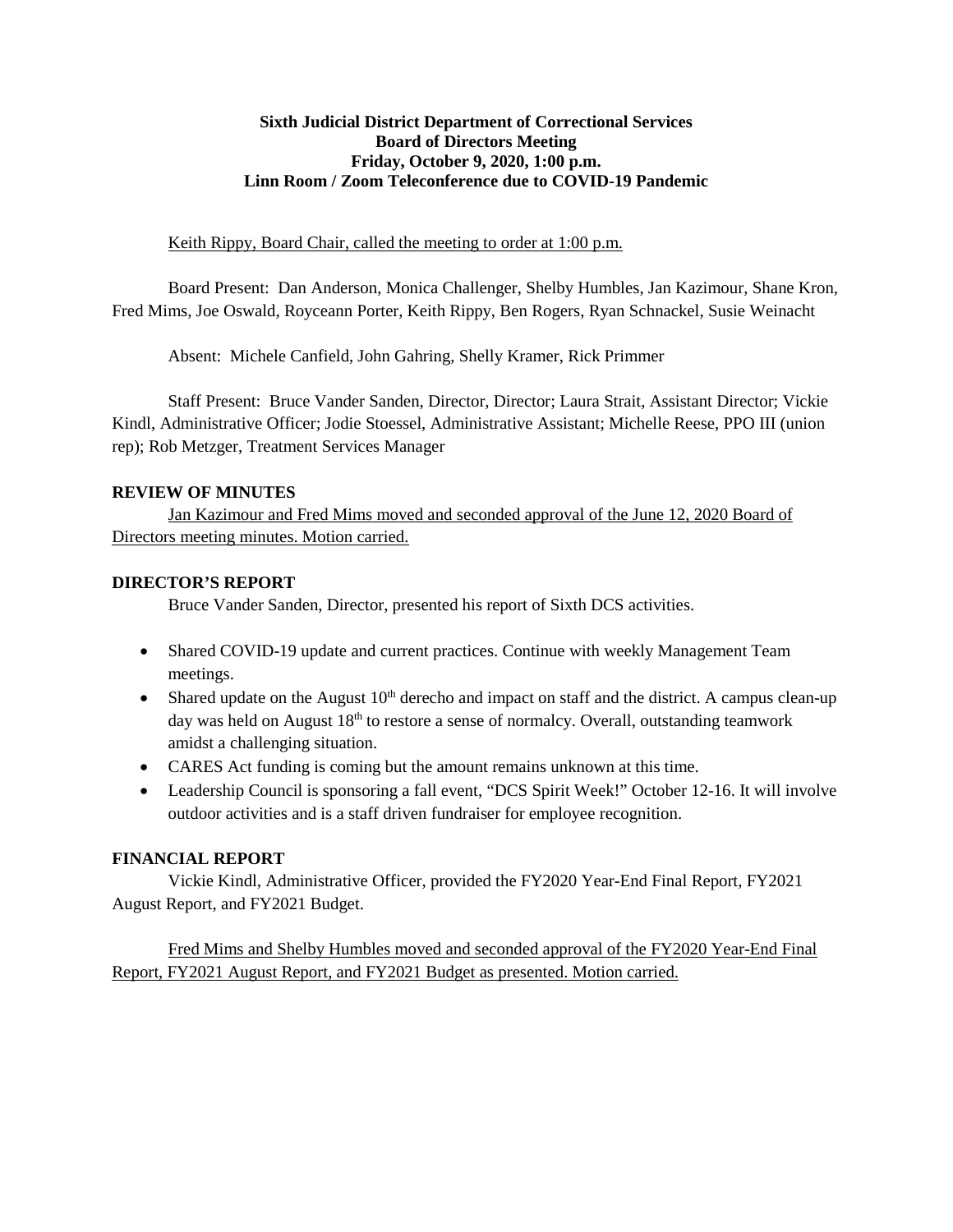**Sixth Judicial District Department of Correctional Services**
**Board of Directors Meeting**
**Friday, October 9, 2020, 1:00 p.m.**
**Linn Room / Zoom Teleconference due to COVID-19 Pandemic**

Keith Rippy, Board Chair, called the meeting to order at 1:00 p.m.

Board Present: Dan Anderson, Monica Challenger, Shelby Humbles, Jan Kazimour, Shane Kron, Fred Mims, Joe Oswald, Royceann Porter, Keith Rippy, Ben Rogers, Ryan Schnackel, Susie Weinacht

Absent: Michele Canfield, John Gahring, Shelly Kramer, Rick Primmer

Staff Present: Bruce Vander Sanden, Director, Director; Laura Strait, Assistant Director; Vickie Kindl, Administrative Officer; Jodie Stoessel, Administrative Assistant; Michelle Reese, PPO III (union rep); Rob Metzger, Treatment Services Manager

## REVIEW OF MINUTES

Jan Kazimour and Fred Mims moved and seconded approval of the June 12, 2020 Board of Directors meeting minutes. Motion carried.

## DIRECTOR'S REPORT

Bruce Vander Sanden, Director, presented his report of Sixth DCS activities.

- Shared COVID-19 update and current practices. Continue with weekly Management Team meetings.
- Shared update on the August 10th derecho and impact on staff and the district. A campus clean-up day was held on August 18th to restore a sense of normalcy. Overall, outstanding teamwork amidst a challenging situation.
- CARES Act funding is coming but the amount remains unknown at this time.
- Leadership Council is sponsoring a fall event, "DCS Spirit Week!" October 12-16. It will involve outdoor activities and is a staff driven fundraiser for employee recognition.

## FINANCIAL REPORT

Vickie Kindl, Administrative Officer, provided the FY2020 Year-End Final Report, FY2021 August Report, and FY2021 Budget.

Fred Mims and Shelby Humbles moved and seconded approval of the FY2020 Year-End Final Report, FY2021 August Report, and FY2021 Budget as presented. Motion carried.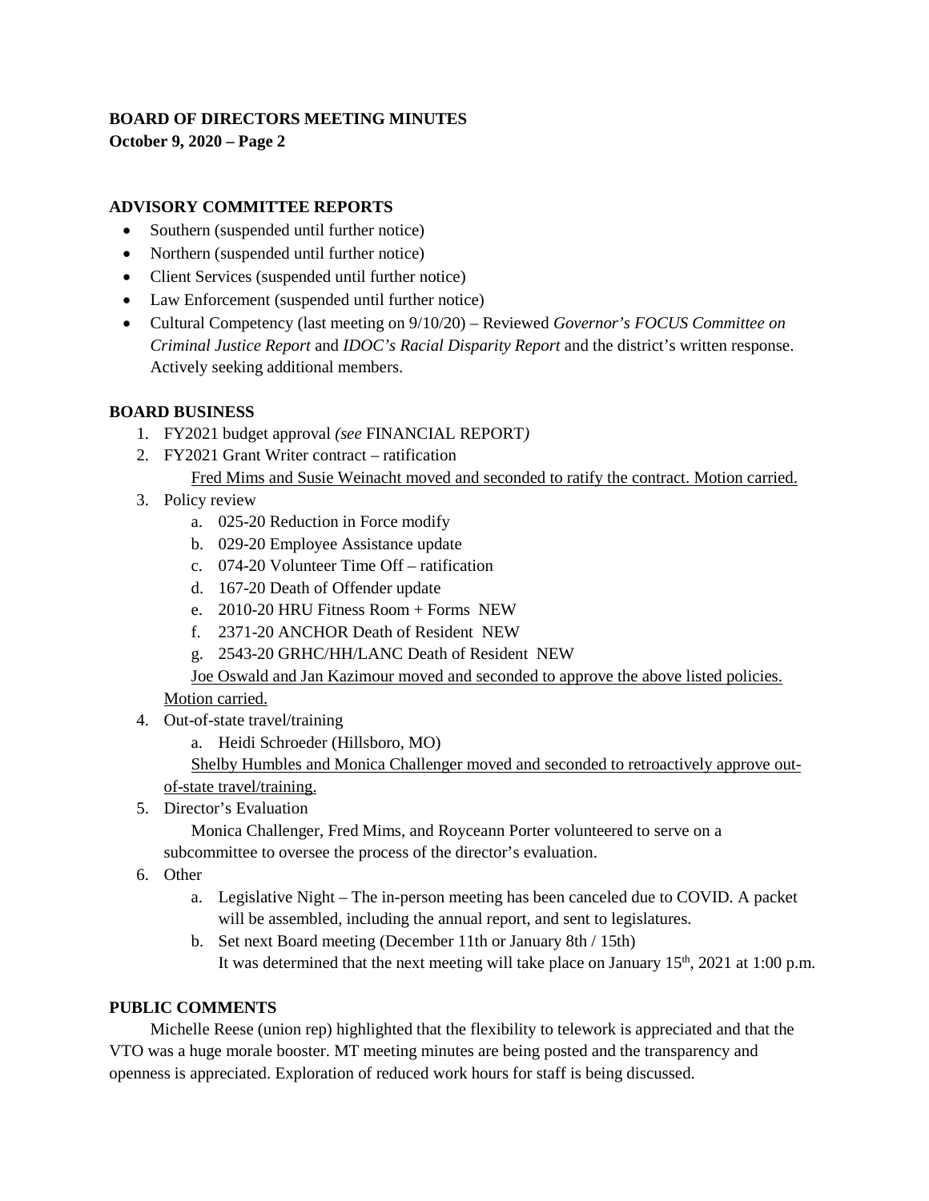**BOARD OF DIRECTORS MEETING MINUTES**
**October 9, 2020 – Page 2**

## ADVISORY COMMITTEE REPORTS

- Southern (suspended until further notice)
- Northern (suspended until further notice)
- Client Services (suspended until further notice)
- Law Enforcement (suspended until further notice)
- Cultural Competency (last meeting on 9/10/20) – Reviewed *Governor's FOCUS Committee on Criminal Justice Report* and *IDOC's Racial Disparity Report* and the district's written response. Actively seeking additional members.

## BOARD BUSINESS

1. FY2021 budget approval *(see* FINANCIAL REPORT*)*
2. FY2021 Grant Writer contract – ratification
   Fred Mims and Susie Weinacht moved and seconded to ratify the contract. Motion carried.
3. Policy review
   a. 025-20 Reduction in Force modify
   b. 029-20 Employee Assistance update
   c. 074-20 Volunteer Time Off – ratification
   d. 167-20 Death of Offender update
   e. 2010-20 HRU Fitness Room + Forms NEW
   f. 2371-20 ANCHOR Death of Resident NEW
   g. 2543-20 GRHC/HH/LANC Death of Resident NEW
   Joe Oswald and Jan Kazimour moved and seconded to approve the above listed policies. Motion carried.
4. Out-of-state travel/training
   a. Heidi Schroeder (Hillsboro, MO)
   Shelby Humbles and Monica Challenger moved and seconded to retroactively approve out-of-state travel/training.
5. Director's Evaluation
   Monica Challenger, Fred Mims, and Royceann Porter volunteered to serve on a subcommittee to oversee the process of the director's evaluation.
6. Other
   a. Legislative Night – The in-person meeting has been canceled due to COVID. A packet will be assembled, including the annual report, and sent to legislatures.
   b. Set next Board meeting (December 11th or January 8th / 15th)
   It was determined that the next meeting will take place on January 15th, 2021 at 1:00 p.m.

## PUBLIC COMMENTS

Michelle Reese (union rep) highlighted that the flexibility to telework is appreciated and that the VTO was a huge morale booster. MT meeting minutes are being posted and the transparency and openness is appreciated. Exploration of reduced work hours for staff is being discussed.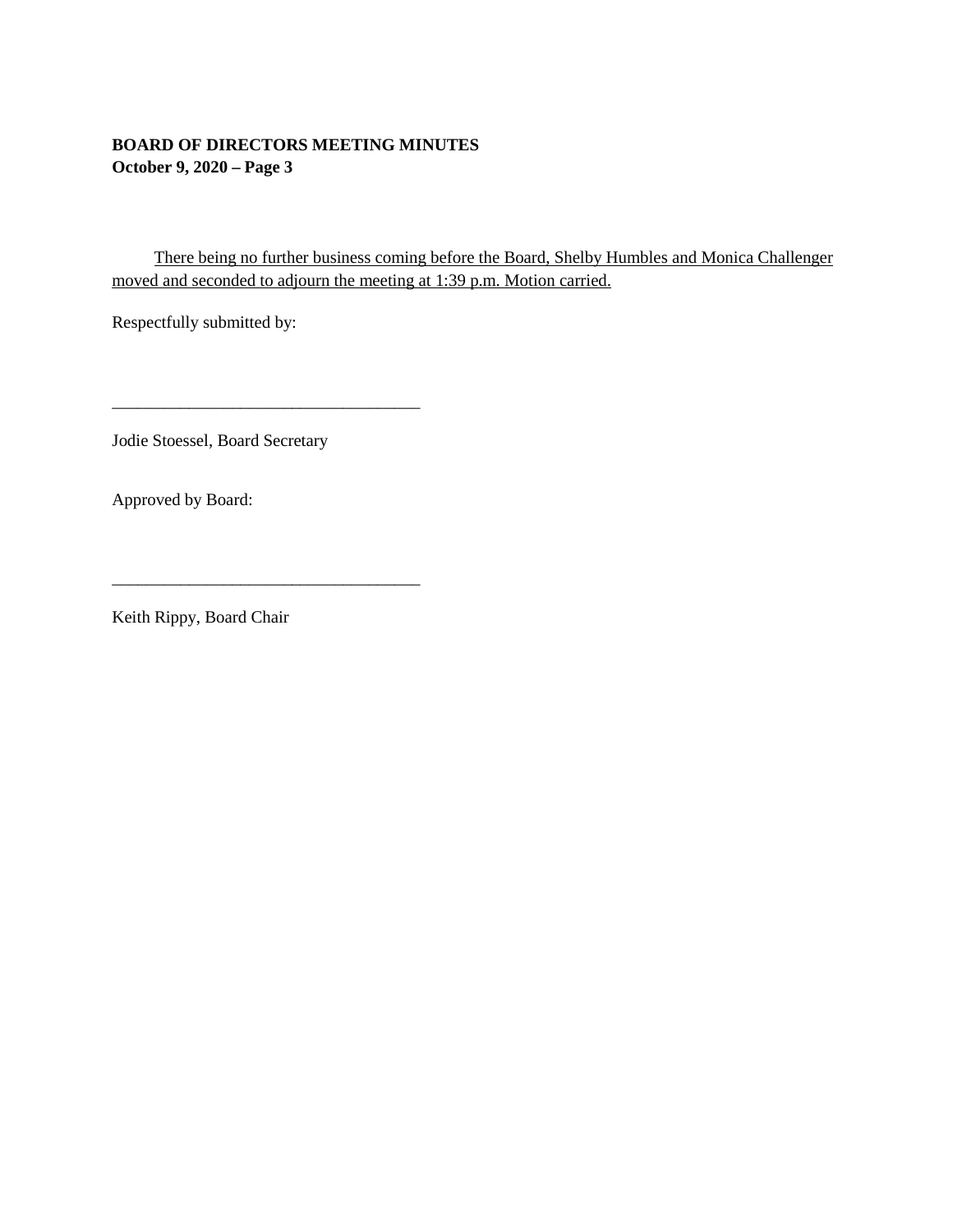**BOARD OF DIRECTORS MEETING MINUTES**
**October 9, 2020 – Page 3**

There being no further business coming before the Board, Shelby Humbles and Monica Challenger moved and seconded to adjourn the meeting at 1:39 p.m. Motion carried.

Respectfully submitted by:

___________________________________

Jodie Stoessel, Board Secretary

Approved by Board:

___________________________________

Keith Rippy, Board Chair